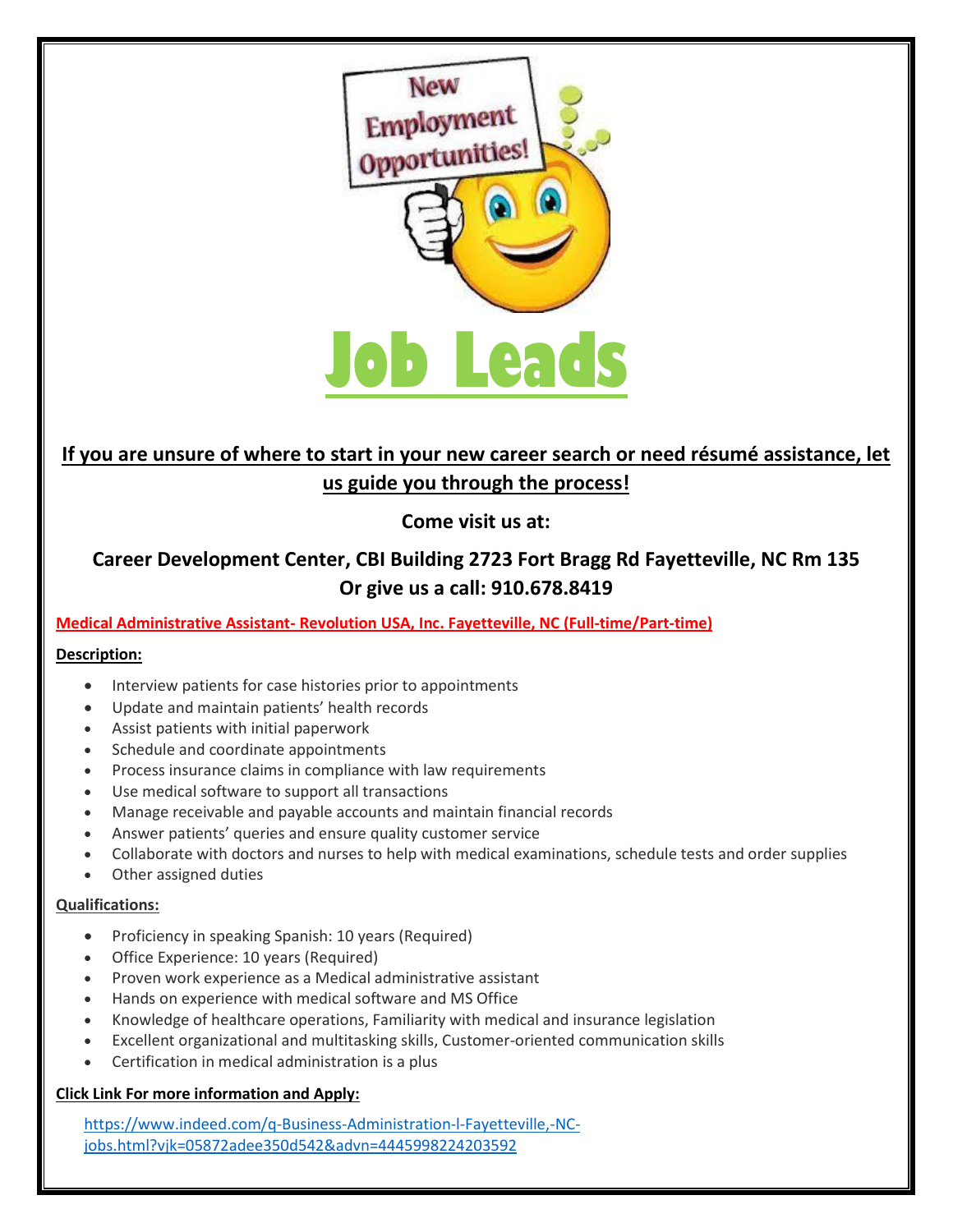# Job Leads

**If you are unsure of where to start in your new career search or need résumé assistance, let us guide you through the process!**

**Come visit us at:**

**Career Development Center, CBI Building 2723 Fort Bragg Rd Fayetteville, NC Rm 135**
**Or give us a call: 910.678.8419**

**Medical Administrative Assistant- Revolution USA, Inc. Fayetteville, NC (Full-time/Part-time)**

**Description:**

- Interview patients for case histories prior to appointments
- Update and maintain patients' health records
- Assist patients with initial paperwork
- Schedule and coordinate appointments
- Process insurance claims in compliance with law requirements
- Use medical software to support all transactions
- Manage receivable and payable accounts and maintain financial records
- Answer patients' queries and ensure quality customer service
- Collaborate with doctors and nurses to help with medical examinations, schedule tests and order supplies
- Other assigned duties

**Qualifications:**

- Proficiency in speaking Spanish: 10 years (Required)
- Office Experience: 10 years (Required)
- Proven work experience as a Medical administrative assistant
- Hands on experience with medical software and MS Office
- Knowledge of healthcare operations, Familiarity with medical and insurance legislation
- Excellent organizational and multitasking skills, Customer-oriented communication skills
- Certification in medical administration is a plus

**Click Link For more information and Apply:**

https://www.indeed.com/q-Business-Administration-l-Fayetteville,-NC-jobs.html?vjk=05872adee350d542&advn=4445998224203592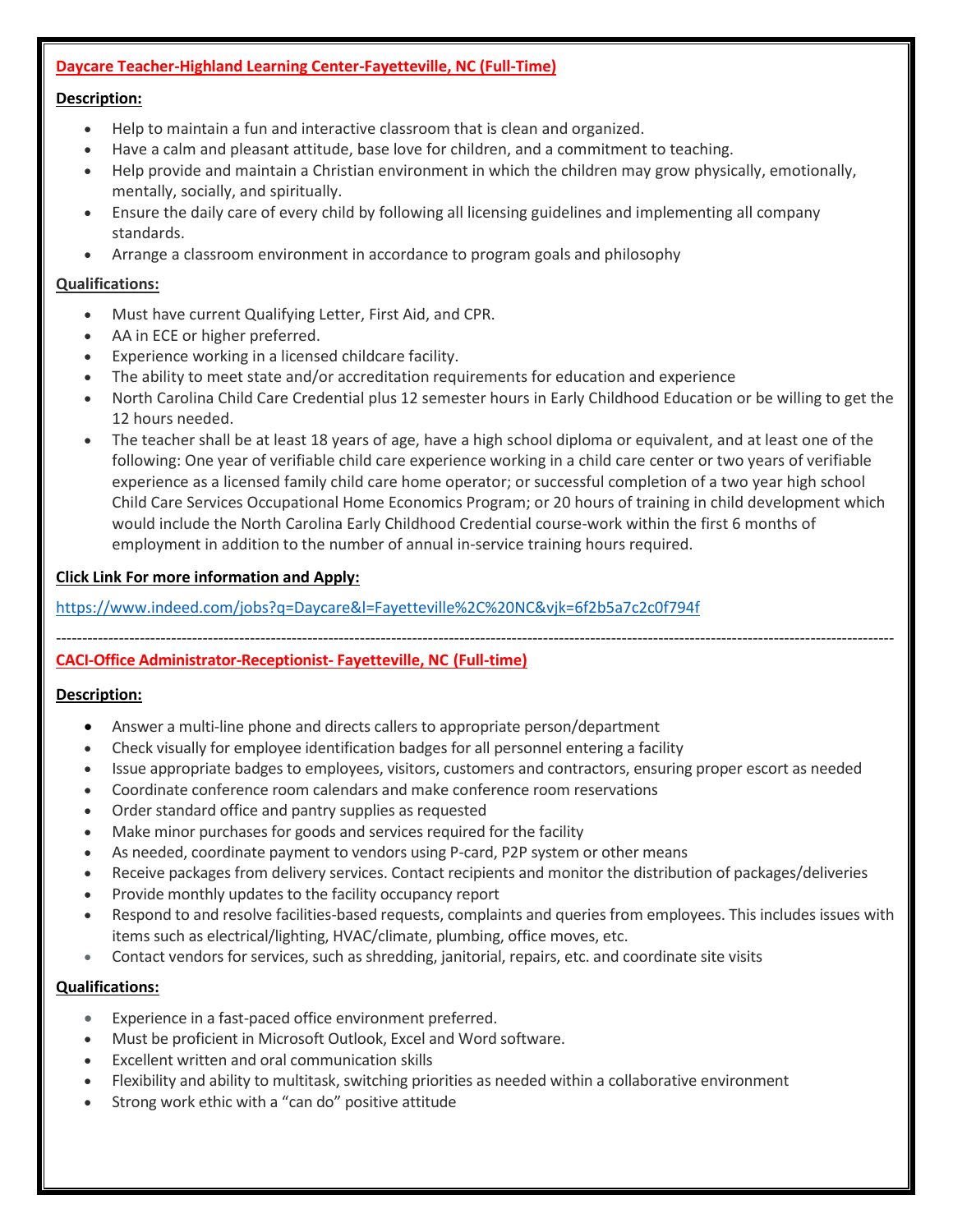**Daycare Teacher-Highland Learning Center-Fayetteville, NC (Full-Time)**

**Description:**

- Help to maintain a fun and interactive classroom that is clean and organized.
- Have a calm and pleasant attitude, base love for children, and a commitment to teaching.
- Help provide and maintain a Christian environment in which the children may grow physically, emotionally, mentally, socially, and spiritually.
- Ensure the daily care of every child by following all licensing guidelines and implementing all company standards.
- Arrange a classroom environment in accordance to program goals and philosophy

**Qualifications:**

- Must have current Qualifying Letter, First Aid, and CPR.
- AA in ECE or higher preferred.
- Experience working in a licensed childcare facility.
- The ability to meet state and/or accreditation requirements for education and experience
- North Carolina Child Care Credential plus 12 semester hours in Early Childhood Education or be willing to get the 12 hours needed.
- The teacher shall be at least 18 years of age, have a high school diploma or equivalent, and at least one of the following: One year of verifiable child care experience working in a child care center or two years of verifiable experience as a licensed family child care home operator; or successful completion of a two year high school Child Care Services Occupational Home Economics Program; or 20 hours of training in child development which would include the North Carolina Early Childhood Credential course-work within the first 6 months of employment in addition to the number of annual in-service training hours required.

**Click Link For more information and Apply:**

https://www.indeed.com/jobs?q=Daycare&l=Fayetteville%2C%20NC&vjk=6f2b5a7c2c0f794f

---

**CACI-Office Administrator-Receptionist- Fayetteville, NC (Full-time)**

**Description:**

- Answer a multi-line phone and directs callers to appropriate person/department
- Check visually for employee identification badges for all personnel entering a facility
- Issue appropriate badges to employees, visitors, customers and contractors, ensuring proper escort as needed
- Coordinate conference room calendars and make conference room reservations
- Order standard office and pantry supplies as requested
- Make minor purchases for goods and services required for the facility
- As needed, coordinate payment to vendors using P-card, P2P system or other means
- Receive packages from delivery services. Contact recipients and monitor the distribution of packages/deliveries
- Provide monthly updates to the facility occupancy report
- Respond to and resolve facilities-based requests, complaints and queries from employees. This includes issues with items such as electrical/lighting, HVAC/climate, plumbing, office moves, etc.
- Contact vendors for services, such as shredding, janitorial, repairs, etc. and coordinate site visits

**Qualifications:**

- Experience in a fast-paced office environment preferred.
- Must be proficient in Microsoft Outlook, Excel and Word software.
- Excellent written and oral communication skills
- Flexibility and ability to multitask, switching priorities as needed within a collaborative environment
- Strong work ethic with a "can do" positive attitude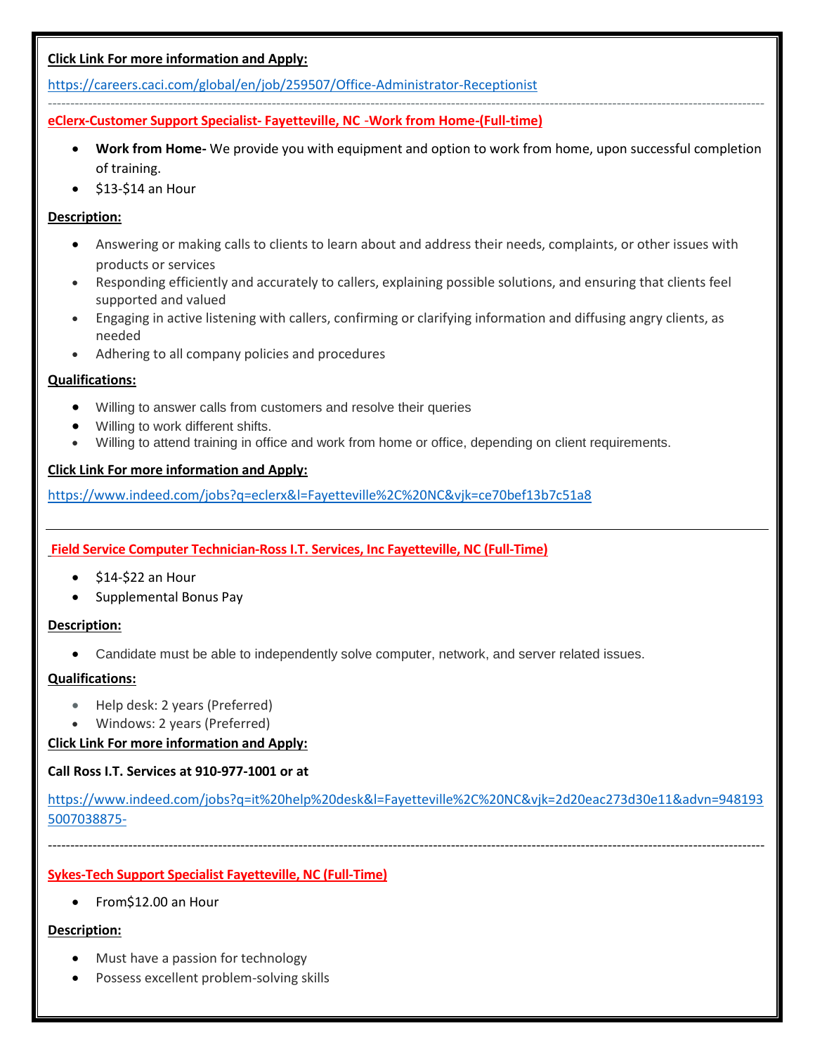**Click Link For more information and Apply:**

https://careers.caci.com/global/en/job/259507/Office-Administrator-Receptionist

---

**eClerx-Customer Support Specialist- Fayetteville, NC -Work from Home-(Full-time)**

- **Work from Home-** We provide you with equipment and option to work from home, upon successful completion of training.
- $13-$14 an Hour

**Description:**

- Answering or making calls to clients to learn about and address their needs, complaints, or other issues with products or services
- Responding efficiently and accurately to callers, explaining possible solutions, and ensuring that clients feel supported and valued
- Engaging in active listening with callers, confirming or clarifying information and diffusing angry clients, as needed
- Adhering to all company policies and procedures

**Qualifications:**

- Willing to answer calls from customers and resolve their queries
- Willing to work different shifts.
- Willing to attend training in office and work from home or office, depending on client requirements.

**Click Link For more information and Apply:**

https://www.indeed.com/jobs?q=eclerx&l=Fayetteville%2C%20NC&vjk=ce70bef13b7c51a8

---

**Field Service Computer Technician-Ross I.T. Services, Inc Fayetteville, NC (Full-Time)**

- $14-$22 an Hour
- Supplemental Bonus Pay

**Description:**

- Candidate must be able to independently solve computer, network, and server related issues.

**Qualifications:**

- Help desk: 2 years (Preferred)
- Windows: 2 years (Preferred)

**Click Link For more information and Apply:**

**Call Ross I.T. Services at 910-977-1001 or at**

https://www.indeed.com/jobs?q=it%20help%20desk&l=Fayetteville%2C%20NC&vjk=2d20eac273d30e11&advn=9481935007038875-

---

**Sykes-Tech Support Specialist Fayetteville, NC (Full-Time)**

- From$12.00 an Hour

**Description:**

- Must have a passion for technology
- Possess excellent problem-solving skills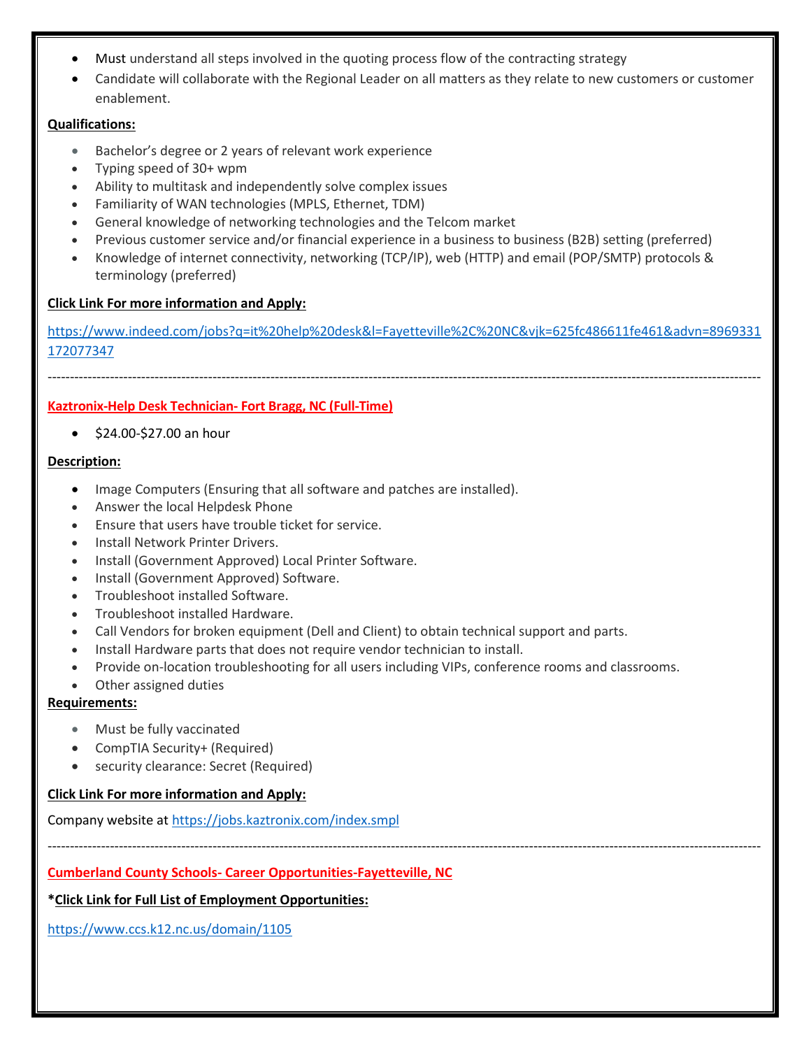- Must understand all steps involved in the quoting process flow of the contracting strategy
- Candidate will collaborate with the Regional Leader on all matters as they relate to new customers or customer enablement.

**Qualifications:**

- Bachelor's degree or 2 years of relevant work experience
- Typing speed of 30+ wpm
- Ability to multitask and independently solve complex issues
- Familiarity of WAN technologies (MPLS, Ethernet, TDM)
- General knowledge of networking technologies and the Telcom market
- Previous customer service and/or financial experience in a business to business (B2B) setting (preferred)
- Knowledge of internet connectivity, networking (TCP/IP), web (HTTP) and email (POP/SMTP) protocols & terminology (preferred)

**Click Link For more information and Apply:**

https://www.indeed.com/jobs?q=it%20help%20desk&l=Fayetteville%2C%20NC&vjk=625fc486611fe461&advn=8969331172077347

---

**Kaztronix-Help Desk Technician- Fort Bragg, NC (Full-Time)**

- $24.00-$27.00 an hour

**Description:**

- Image Computers (Ensuring that all software and patches are installed).
- Answer the local Helpdesk Phone
- Ensure that users have trouble ticket for service.
- Install Network Printer Drivers.
- Install (Government Approved) Local Printer Software.
- Install (Government Approved) Software.
- Troubleshoot installed Software.
- Troubleshoot installed Hardware.
- Call Vendors for broken equipment (Dell and Client) to obtain technical support and parts.
- Install Hardware parts that does not require vendor technician to install.
- Provide on-location troubleshooting for all users including VIPs, conference rooms and classrooms.
- Other assigned duties

**Requirements:**

- Must be fully vaccinated
- CompTIA Security+ (Required)
- security clearance: Secret (Required)

**Click Link For more information and Apply:**

Company website at https://jobs.kaztronix.com/index.smpl

---

**Cumberland County Schools- Career Opportunities-Fayetteville, NC**

***Click Link for Full List of Employment Opportunities:**

https://www.ccs.k12.nc.us/domain/1105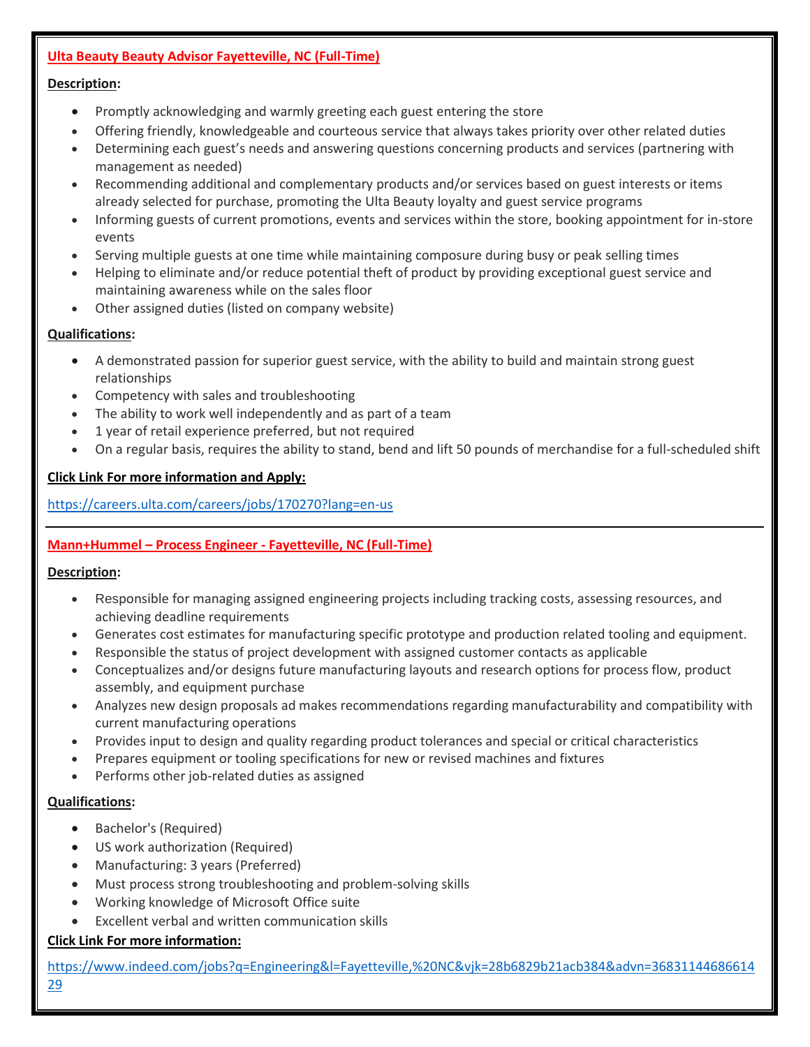## Ulta Beauty Beauty Advisor Fayetteville, NC (Full-Time)

**Description:**

- Promptly acknowledging and warmly greeting each guest entering the store
- Offering friendly, knowledgeable and courteous service that always takes priority over other related duties
- Determining each guest's needs and answering questions concerning products and services (partnering with management as needed)
- Recommending additional and complementary products and/or services based on guest interests or items already selected for purchase, promoting the Ulta Beauty loyalty and guest service programs
- Informing guests of current promotions, events and services within the store, booking appointment for in-store events
- Serving multiple guests at one time while maintaining composure during busy or peak selling times
- Helping to eliminate and/or reduce potential theft of product by providing exceptional guest service and maintaining awareness while on the sales floor
- Other assigned duties (listed on company website)

**Qualifications:**

- A demonstrated passion for superior guest service, with the ability to build and maintain strong guest relationships
- Competency with sales and troubleshooting
- The ability to work well independently and as part of a team
- 1 year of retail experience preferred, but not required
- On a regular basis, requires the ability to stand, bend and lift 50 pounds of merchandise for a full-scheduled shift

**Click Link For more information and Apply:**

https://careers.ulta.com/careers/jobs/170270?lang=en-us

---

## Mann+Hummel – Process Engineer - Fayetteville, NC (Full-Time)

**Description:**

- Responsible for managing assigned engineering projects including tracking costs, assessing resources, and achieving deadline requirements
- Generates cost estimates for manufacturing specific prototype and production related tooling and equipment.
- Responsible the status of project development with assigned customer contacts as applicable
- Conceptualizes and/or designs future manufacturing layouts and research options for process flow, product assembly, and equipment purchase
- Analyzes new design proposals ad makes recommendations regarding manufacturability and compatibility with current manufacturing operations
- Provides input to design and quality regarding product tolerances and special or critical characteristics
- Prepares equipment or tooling specifications for new or revised machines and fixtures
- Performs other job-related duties as assigned

**Qualifications:**

- Bachelor's (Required)
- US work authorization (Required)
- Manufacturing: 3 years (Preferred)
- Must process strong troubleshooting and problem-solving skills
- Working knowledge of Microsoft Office suite
- Excellent verbal and written communication skills

**Click Link For more information:**

https://www.indeed.com/jobs?q=Engineering&l=Fayetteville,%20NC&vjk=28b6829b21acb384&advn=3683114468661429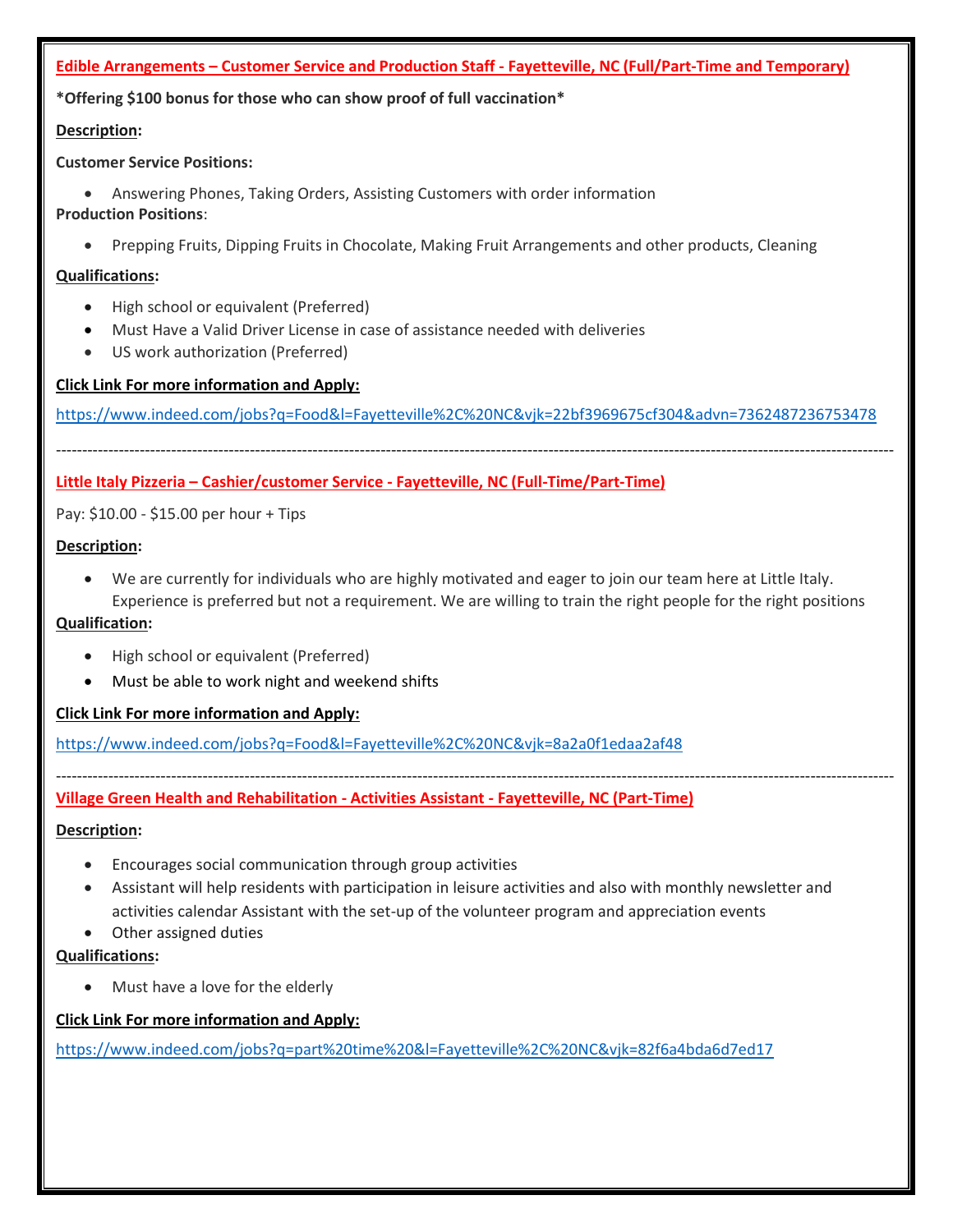**Edible Arrangements – Customer Service and Production Staff - Fayetteville, NC (Full/Part-Time and Temporary)**

***Offering $100 bonus for those who can show proof of full vaccination***

**Description:**

**Customer Service Positions:**

- Answering Phones, Taking Orders, Assisting Customers with order information

**Production Positions**:

- Prepping Fruits, Dipping Fruits in Chocolate, Making Fruit Arrangements and other products, Cleaning

**Qualifications:**

- High school or equivalent (Preferred)
- Must Have a Valid Driver License in case of assistance needed with deliveries
- US work authorization (Preferred)

**Click Link For more information and Apply:**

https://www.indeed.com/jobs?q=Food&l=Fayetteville%2C%20NC&vjk=22bf3969675cf304&advn=7362487236753478

---

**Little Italy Pizzeria – Cashier/customer Service - Fayetteville, NC (Full-Time/Part-Time)**

Pay: $10.00 - $15.00 per hour + Tips

**Description:**

- We are currently for individuals who are highly motivated and eager to join our team here at Little Italy. Experience is preferred but not a requirement. We are willing to train the right people for the right positions

**Qualification:**

- High school or equivalent (Preferred)
- Must be able to work night and weekend shifts

**Click Link For more information and Apply:**

https://www.indeed.com/jobs?q=Food&l=Fayetteville%2C%20NC&vjk=8a2a0f1edaa2af48

---

**Village Green Health and Rehabilitation - Activities Assistant - Fayetteville, NC (Part-Time)**

**Description:**

- Encourages social communication through group activities
- Assistant will help residents with participation in leisure activities and also with monthly newsletter and activities calendar Assistant with the set-up of the volunteer program and appreciation events
- Other assigned duties

**Qualifications:**

- Must have a love for the elderly

**Click Link For more information and Apply:**

https://www.indeed.com/jobs?q=part%20time%20&l=Fayetteville%2C%20NC&vjk=82f6a4bda6d7ed17